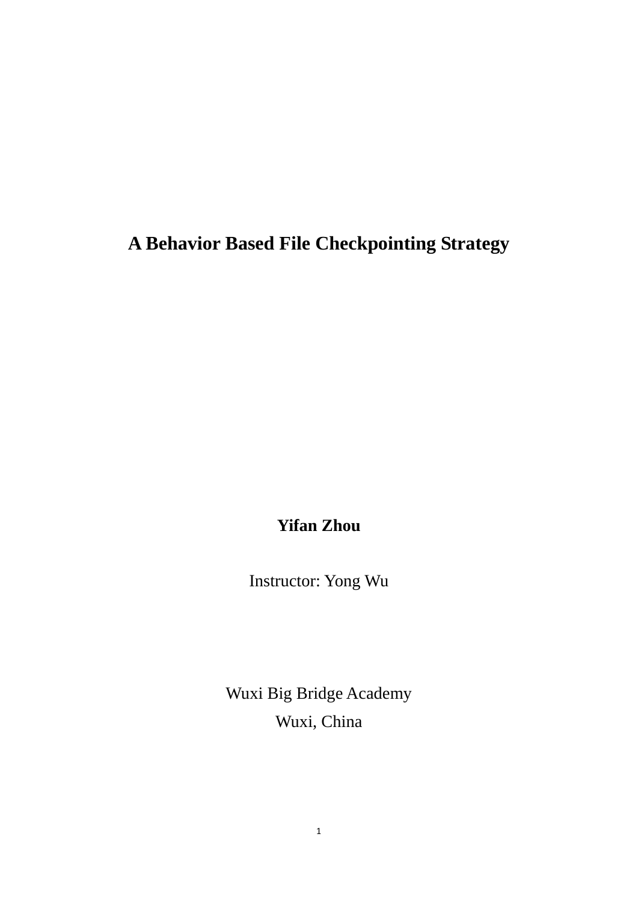# A Behavior Based File Checkpointing Strategy

**Yifan Zhou**

Instructor: Yong Wu

Wuxi Big Bridge Academy

Wuxi, China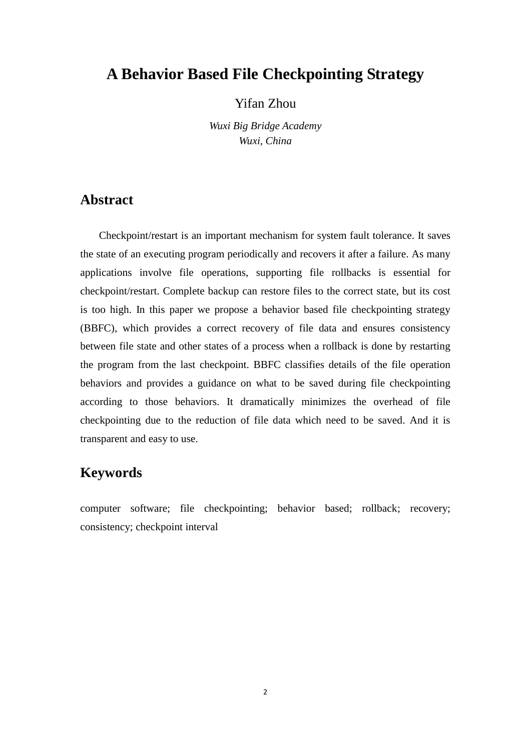# A Behavior Based File Checkpointing Strategy

Yifan Zhou

*Wuxi Big Bridge Academy*
*Wuxi, China*

## Abstract

Checkpoint/restart is an important mechanism for system fault tolerance. It saves the state of an executing program periodically and recovers it after a failure. As many applications involve file operations, supporting file rollbacks is essential for checkpoint/restart. Complete backup can restore files to the correct state, but its cost is too high. In this paper we propose a behavior based file checkpointing strategy (BBFC), which provides a correct recovery of file data and ensures consistency between file state and other states of a process when a rollback is done by restarting the program from the last checkpoint. BBFC classifies details of the file operation behaviors and provides a guidance on what to be saved during file checkpointing according to those behaviors. It dramatically minimizes the overhead of file checkpointing due to the reduction of file data which need to be saved. And it is transparent and easy to use.

## Keywords

computer software; file checkpointing; behavior based; rollback; recovery; consistency; checkpoint interval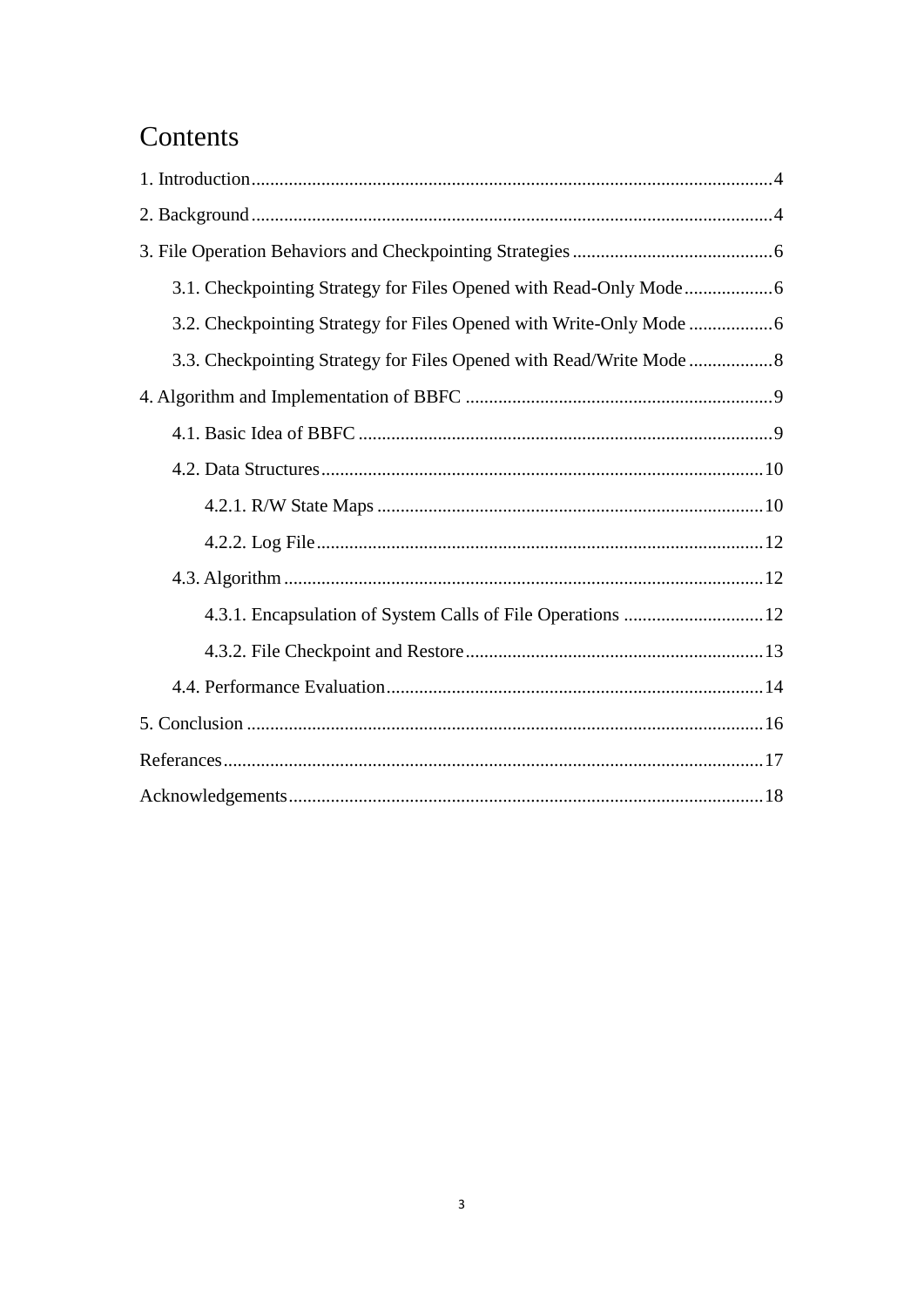# Contents

1. Introduction ........................................................................................................ 4

2. Background ........................................................................................................ 4

3. File Operation Behaviors and Checkpointing Strategies ........................................... 6

    3.1. Checkpointing Strategy for Files Opened with Read-Only Mode ..................... 6

    3.2. Checkpointing Strategy for Files Opened with Write-Only Mode .................... 6

    3.3. Checkpointing Strategy for Files Opened with Read/Write Mode .................... 8

4. Algorithm and Implementation of BBFC ................................................................ 9

    4.1. Basic Idea of BBFC ........................................................................................ 9

    4.2. Data Structures ............................................................................................. 10

        4.2.1. R/W State Maps ..................................................................................... 10

        4.2.2. Log File .................................................................................................. 12

    4.3. Algorithm ...................................................................................................... 12

        4.3.1. Encapsulation of System Calls of File Operations ................................. 12

        4.3.2. File Checkpoint and Restore ................................................................... 13

    4.4. Performance Evaluation ................................................................................. 14

5. Conclusion ........................................................................................................... 16

Referances ............................................................................................................... 17

Acknowledgements .................................................................................................. 18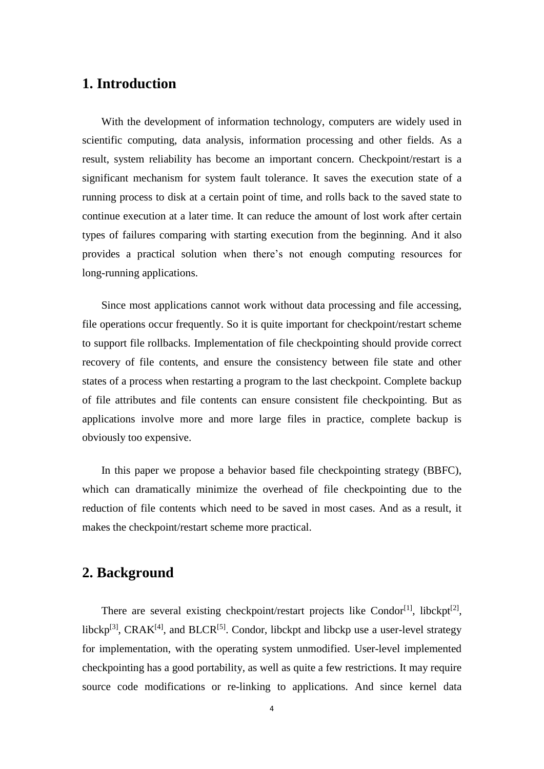## 1. Introduction

With the development of information technology, computers are widely used in scientific computing, data analysis, information processing and other fields. As a result, system reliability has become an important concern. Checkpoint/restart is a significant mechanism for system fault tolerance. It saves the execution state of a running process to disk at a certain point of time, and rolls back to the saved state to continue execution at a later time. It can reduce the amount of lost work after certain types of failures comparing with starting execution from the beginning. And it also provides a practical solution when there's not enough computing resources for long-running applications.

Since most applications cannot work without data processing and file accessing, file operations occur frequently. So it is quite important for checkpoint/restart scheme to support file rollbacks. Implementation of file checkpointing should provide correct recovery of file contents, and ensure the consistency between file state and other states of a process when restarting a program to the last checkpoint. Complete backup of file attributes and file contents can ensure consistent file checkpointing. But as applications involve more and more large files in practice, complete backup is obviously too expensive.

In this paper we propose a behavior based file checkpointing strategy (BBFC), which can dramatically minimize the overhead of file checkpointing due to the reduction of file contents which need to be saved in most cases. And as a result, it makes the checkpoint/restart scheme more practical.

## 2. Background

There are several existing checkpoint/restart projects like Condor[1], libckpt[2], libckp[3], CRAK[4], and BLCR[5]. Condor, libckpt and libckp use a user-level strategy for implementation, with the operating system unmodified. User-level implemented checkpointing has a good portability, as well as quite a few restrictions. It may require source code modifications or re-linking to applications. And since kernel data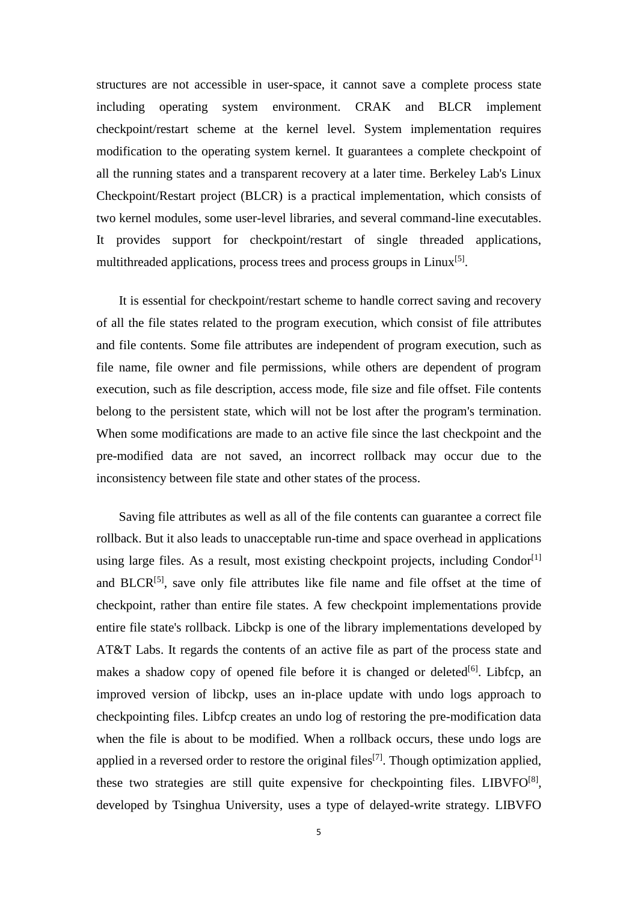structures are not accessible in user-space, it cannot save a complete process state including operating system environment. CRAK and BLCR implement checkpoint/restart scheme at the kernel level. System implementation requires modification to the operating system kernel. It guarantees a complete checkpoint of all the running states and a transparent recovery at a later time. Berkeley Lab's Linux Checkpoint/Restart project (BLCR) is a practical implementation, which consists of two kernel modules, some user-level libraries, and several command-line executables. It provides support for checkpoint/restart of single threaded applications, multithreaded applications, process trees and process groups in Linux[5].

It is essential for checkpoint/restart scheme to handle correct saving and recovery of all the file states related to the program execution, which consist of file attributes and file contents. Some file attributes are independent of program execution, such as file name, file owner and file permissions, while others are dependent of program execution, such as file description, access mode, file size and file offset. File contents belong to the persistent state, which will not be lost after the program's termination. When some modifications are made to an active file since the last checkpoint and the pre-modified data are not saved, an incorrect rollback may occur due to the inconsistency between file state and other states of the process.

Saving file attributes as well as all of the file contents can guarantee a correct file rollback. But it also leads to unacceptable run-time and space overhead in applications using large files. As a result, most existing checkpoint projects, including Condor[1] and BLCR[5], save only file attributes like file name and file offset at the time of checkpoint, rather than entire file states. A few checkpoint implementations provide entire file state's rollback. Libckp is one of the library implementations developed by AT&T Labs. It regards the contents of an active file as part of the process state and makes a shadow copy of opened file before it is changed or deleted[6]. Libfcp, an improved version of libckp, uses an in-place update with undo logs approach to checkpointing files. Libfcp creates an undo log of restoring the pre-modification data when the file is about to be modified. When a rollback occurs, these undo logs are applied in a reversed order to restore the original files[7]. Though optimization applied, these two strategies are still quite expensive for checkpointing files. LIBVFO[8], developed by Tsinghua University, uses a type of delayed-write strategy. LIBVFO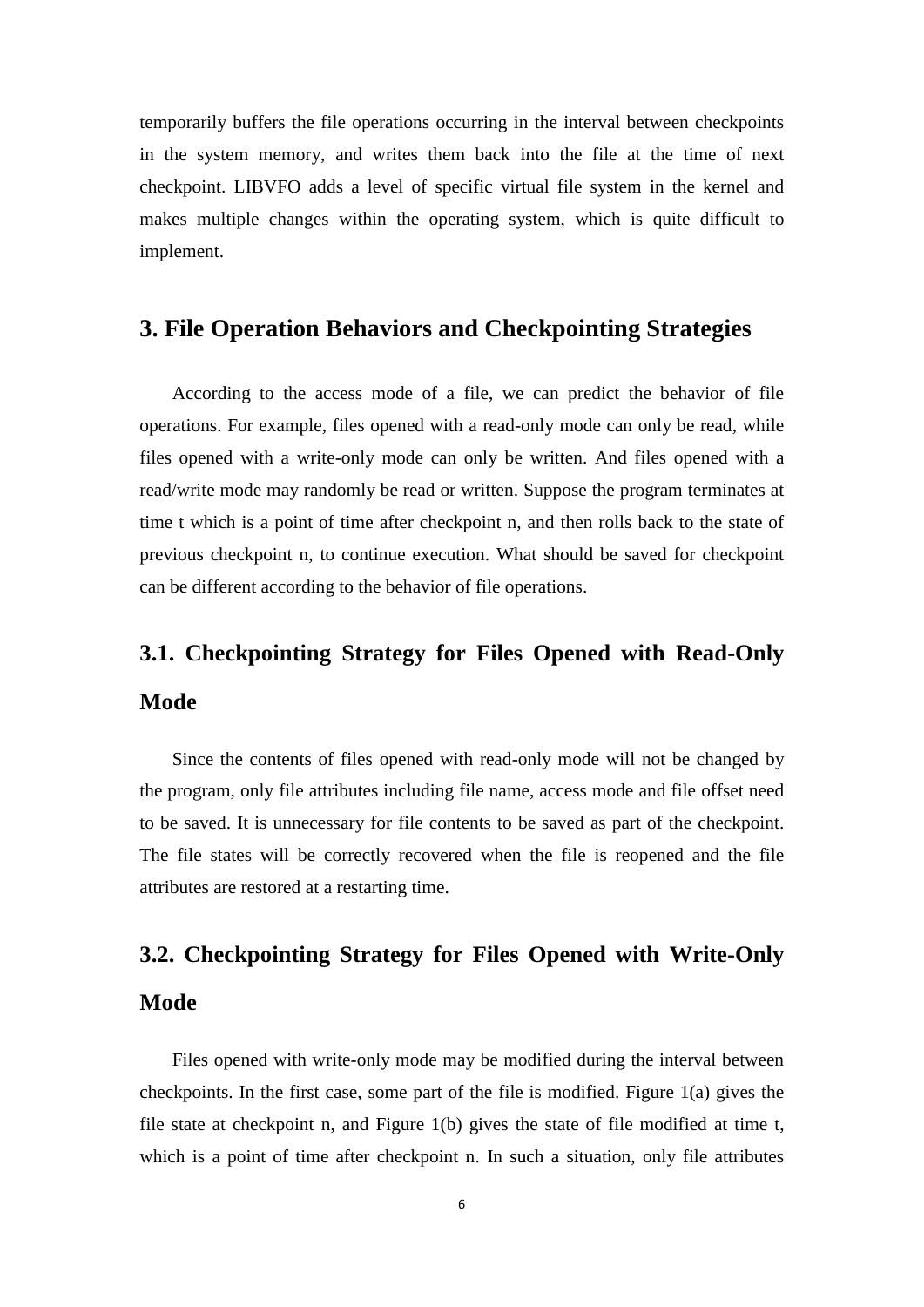temporarily buffers the file operations occurring in the interval between checkpoints in the system memory, and writes them back into the file at the time of next checkpoint. LIBVFO adds a level of specific virtual file system in the kernel and makes multiple changes within the operating system, which is quite difficult to implement.

## 3. File Operation Behaviors and Checkpointing Strategies

According to the access mode of a file, we can predict the behavior of file operations. For example, files opened with a read-only mode can only be read, while files opened with a write-only mode can only be written. And files opened with a read/write mode may randomly be read or written. Suppose the program terminates at time t which is a point of time after checkpoint n, and then rolls back to the state of previous checkpoint n, to continue execution. What should be saved for checkpoint can be different according to the behavior of file operations.

### 3.1. Checkpointing Strategy for Files Opened with Read-Only Mode

Since the contents of files opened with read-only mode will not be changed by the program, only file attributes including file name, access mode and file offset need to be saved. It is unnecessary for file contents to be saved as part of the checkpoint. The file states will be correctly recovered when the file is reopened and the file attributes are restored at a restarting time.

### 3.2. Checkpointing Strategy for Files Opened with Write-Only Mode

Files opened with write-only mode may be modified during the interval between checkpoints. In the first case, some part of the file is modified. Figure 1(a) gives the file state at checkpoint n, and Figure 1(b) gives the state of file modified at time t, which is a point of time after checkpoint n. In such a situation, only file attributes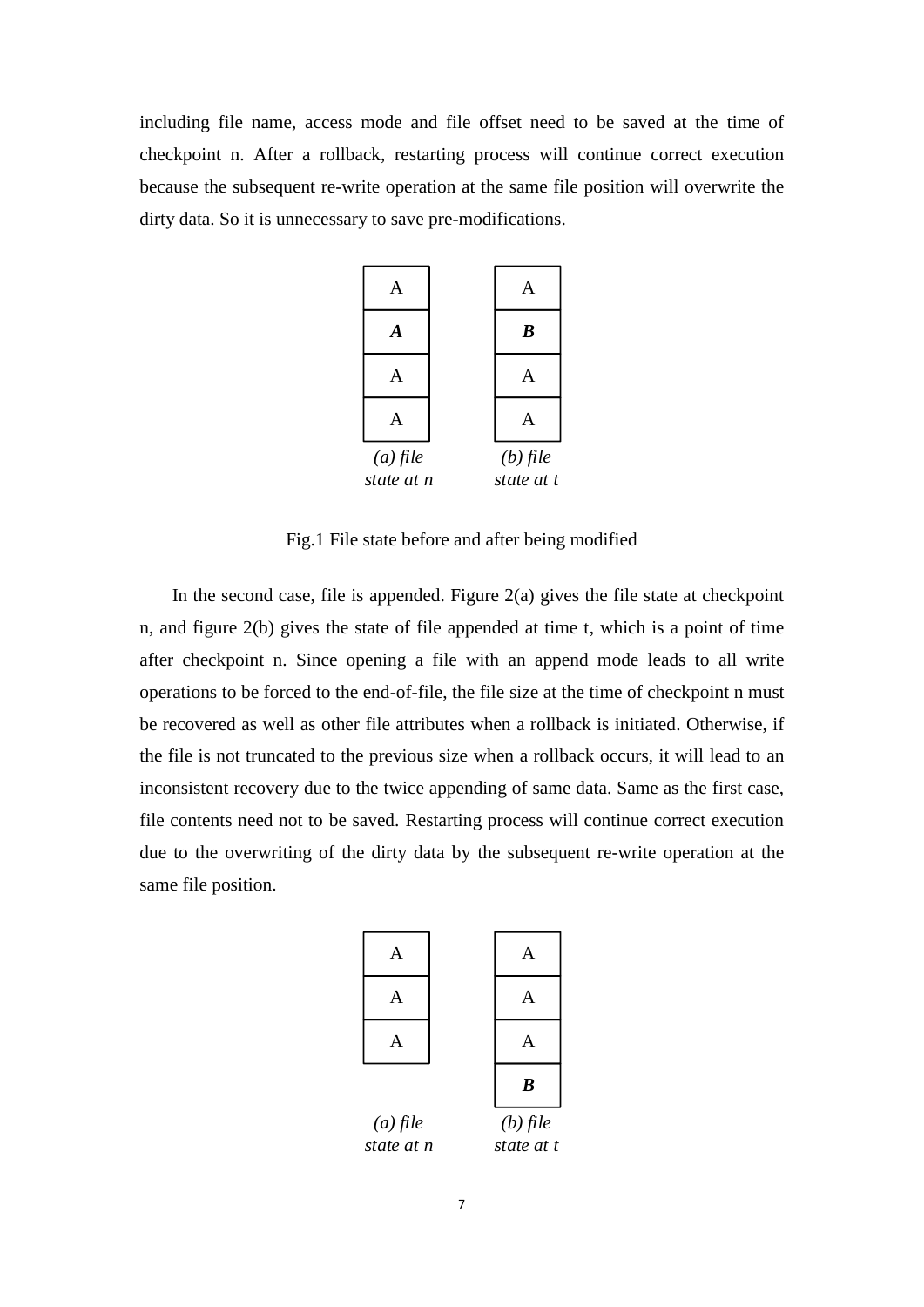including file name, access mode and file offset need to be saved at the time of checkpoint n. After a rollback, restarting process will continue correct execution because the subsequent re-write operation at the same file position will overwrite the dirty data. So it is unnecessary to save pre-modifications.

| (a) file state at n | (b) file state at t |
| --- | --- |
| A | A |
| ***A*** | ***B*** |
| A | A |
| A | A |

Fig.1 File state before and after being modified

In the second case, file is appended. Figure 2(a) gives the file state at checkpoint n, and figure 2(b) gives the state of file appended at time t, which is a point of time after checkpoint n. Since opening a file with an append mode leads to all write operations to be forced to the end-of-file, the file size at the time of checkpoint n must be recovered as well as other file attributes when a rollback is initiated. Otherwise, if the file is not truncated to the previous size when a rollback occurs, it will lead to an inconsistent recovery due to the twice appending of same data. Same as the first case, file contents need not to be saved. Restarting process will continue correct execution due to the overwriting of the dirty data by the subsequent re-write operation at the same file position.

| (a) file state at n | (b) file state at t |
| --- | --- |
| A | A |
| A | A |
| A | A |
| | ***B*** |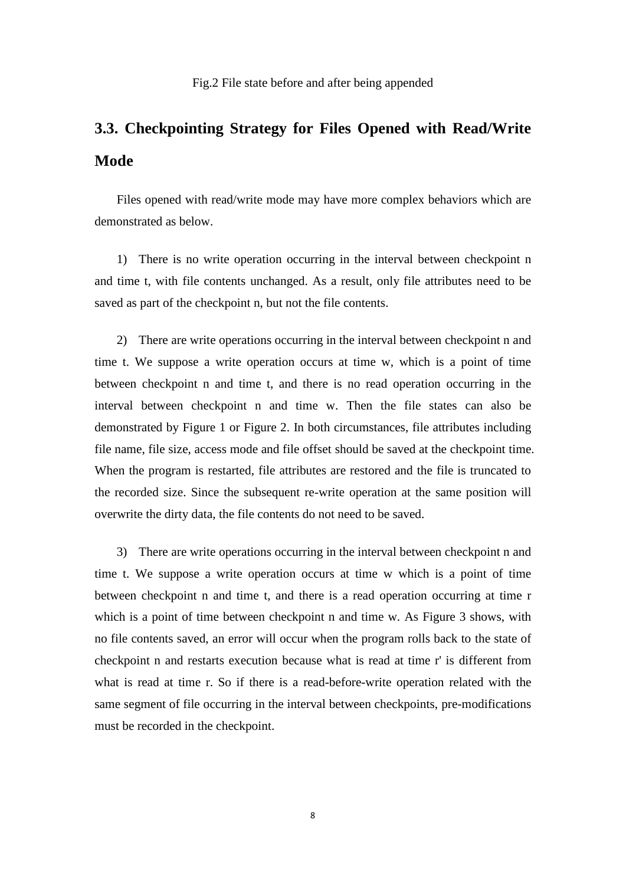Fig.2 File state before and after being appended

## 3.3. Checkpointing Strategy for Files Opened with Read/Write Mode

Files opened with read/write mode may have more complex behaviors which are demonstrated as below.

1) There is no write operation occurring in the interval between checkpoint n and time t, with file contents unchanged. As a result, only file attributes need to be saved as part of the checkpoint n, but not the file contents.

2) There are write operations occurring in the interval between checkpoint n and time t. We suppose a write operation occurs at time w, which is a point of time between checkpoint n and time t, and there is no read operation occurring in the interval between checkpoint n and time w. Then the file states can also be demonstrated by Figure 1 or Figure 2. In both circumstances, file attributes including file name, file size, access mode and file offset should be saved at the checkpoint time. When the program is restarted, file attributes are restored and the file is truncated to the recorded size. Since the subsequent re-write operation at the same position will overwrite the dirty data, the file contents do not need to be saved.

3) There are write operations occurring in the interval between checkpoint n and time t. We suppose a write operation occurs at time w which is a point of time between checkpoint n and time t, and there is a read operation occurring at time r which is a point of time between checkpoint n and time w. As Figure 3 shows, with no file contents saved, an error will occur when the program rolls back to the state of checkpoint n and restarts execution because what is read at time r' is different from what is read at time r. So if there is a read-before-write operation related with the same segment of file occurring in the interval between checkpoints, pre-modifications must be recorded in the checkpoint.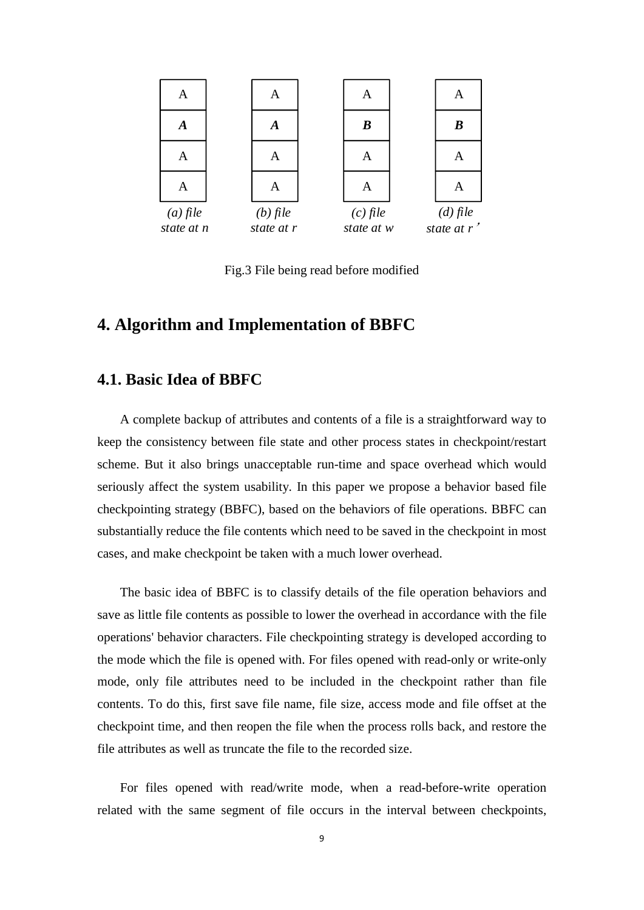| A | A | A | A |
|---|---|---|---|
| ***A*** | ***A*** | ***B*** | ***B*** |
| A | A | A | A |
| A | A | A | A |
| *(a) file state at n* | *(b) file state at r* | *(c) file state at w* | *(d) file state at r'* |

Fig.3 File being read before modified

# 4. Algorithm and Implementation of BBFC

## 4.1. Basic Idea of BBFC

A complete backup of attributes and contents of a file is a straightforward way to keep the consistency between file state and other process states in checkpoint/restart scheme. But it also brings unacceptable run-time and space overhead which would seriously affect the system usability. In this paper we propose a behavior based file checkpointing strategy (BBFC), based on the behaviors of file operations. BBFC can substantially reduce the file contents which need to be saved in the checkpoint in most cases, and make checkpoint be taken with a much lower overhead.

The basic idea of BBFC is to classify details of the file operation behaviors and save as little file contents as possible to lower the overhead in accordance with the file operations' behavior characters. File checkpointing strategy is developed according to the mode which the file is opened with. For files opened with read-only or write-only mode, only file attributes need to be included in the checkpoint rather than file contents. To do this, first save file name, file size, access mode and file offset at the checkpoint time, and then reopen the file when the process rolls back, and restore the file attributes as well as truncate the file to the recorded size.

For files opened with read/write mode, when a read-before-write operation related with the same segment of file occurs in the interval between checkpoints,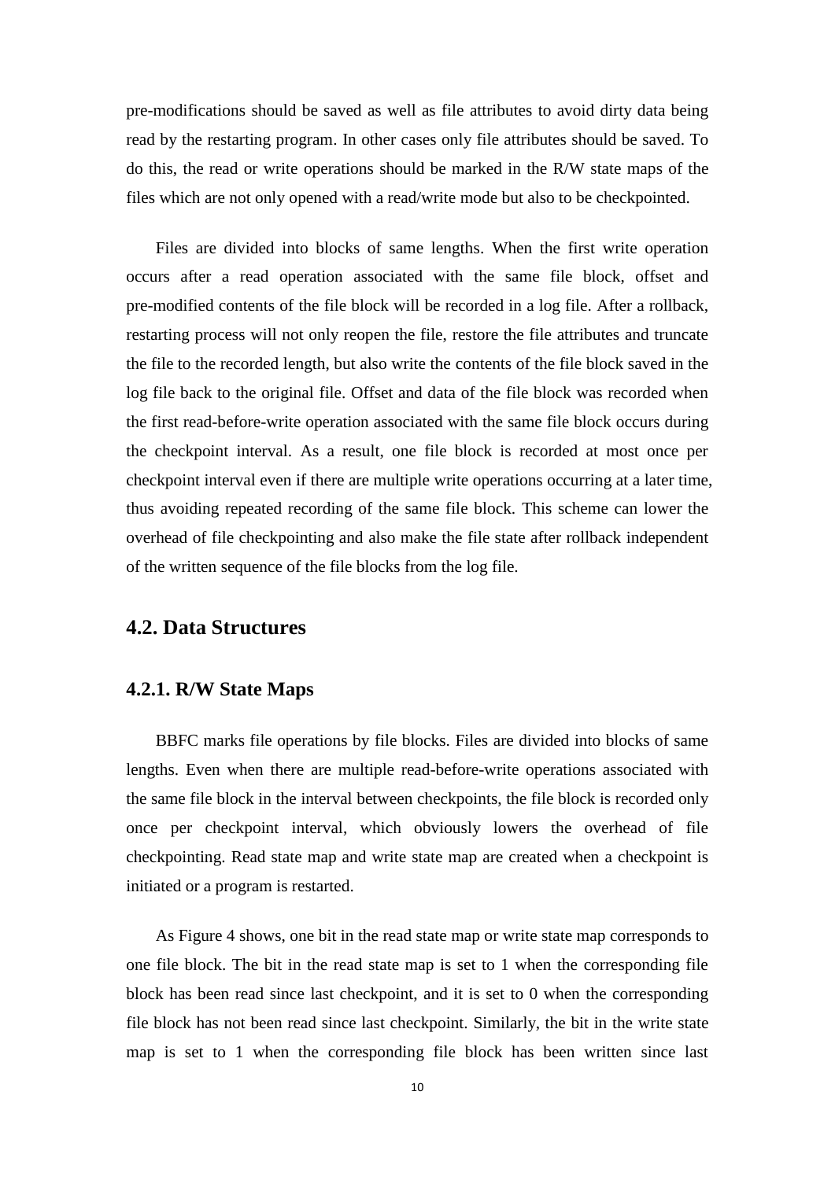pre-modifications should be saved as well as file attributes to avoid dirty data being read by the restarting program. In other cases only file attributes should be saved. To do this, the read or write operations should be marked in the R/W state maps of the files which are not only opened with a read/write mode but also to be checkpointed.

Files are divided into blocks of same lengths. When the first write operation occurs after a read operation associated with the same file block, offset and pre-modified contents of the file block will be recorded in a log file. After a rollback, restarting process will not only reopen the file, restore the file attributes and truncate the file to the recorded length, but also write the contents of the file block saved in the log file back to the original file. Offset and data of the file block was recorded when the first read-before-write operation associated with the same file block occurs during the checkpoint interval. As a result, one file block is recorded at most once per checkpoint interval even if there are multiple write operations occurring at a later time, thus avoiding repeated recording of the same file block. This scheme can lower the overhead of file checkpointing and also make the file state after rollback independent of the written sequence of the file blocks from the log file.

## 4.2. Data Structures

### 4.2.1. R/W State Maps

BBFC marks file operations by file blocks. Files are divided into blocks of same lengths. Even when there are multiple read-before-write operations associated with the same file block in the interval between checkpoints, the file block is recorded only once per checkpoint interval, which obviously lowers the overhead of file checkpointing. Read state map and write state map are created when a checkpoint is initiated or a program is restarted.

As Figure 4 shows, one bit in the read state map or write state map corresponds to one file block. The bit in the read state map is set to 1 when the corresponding file block has been read since last checkpoint, and it is set to 0 when the corresponding file block has not been read since last checkpoint. Similarly, the bit in the write state map is set to 1 when the corresponding file block has been written since last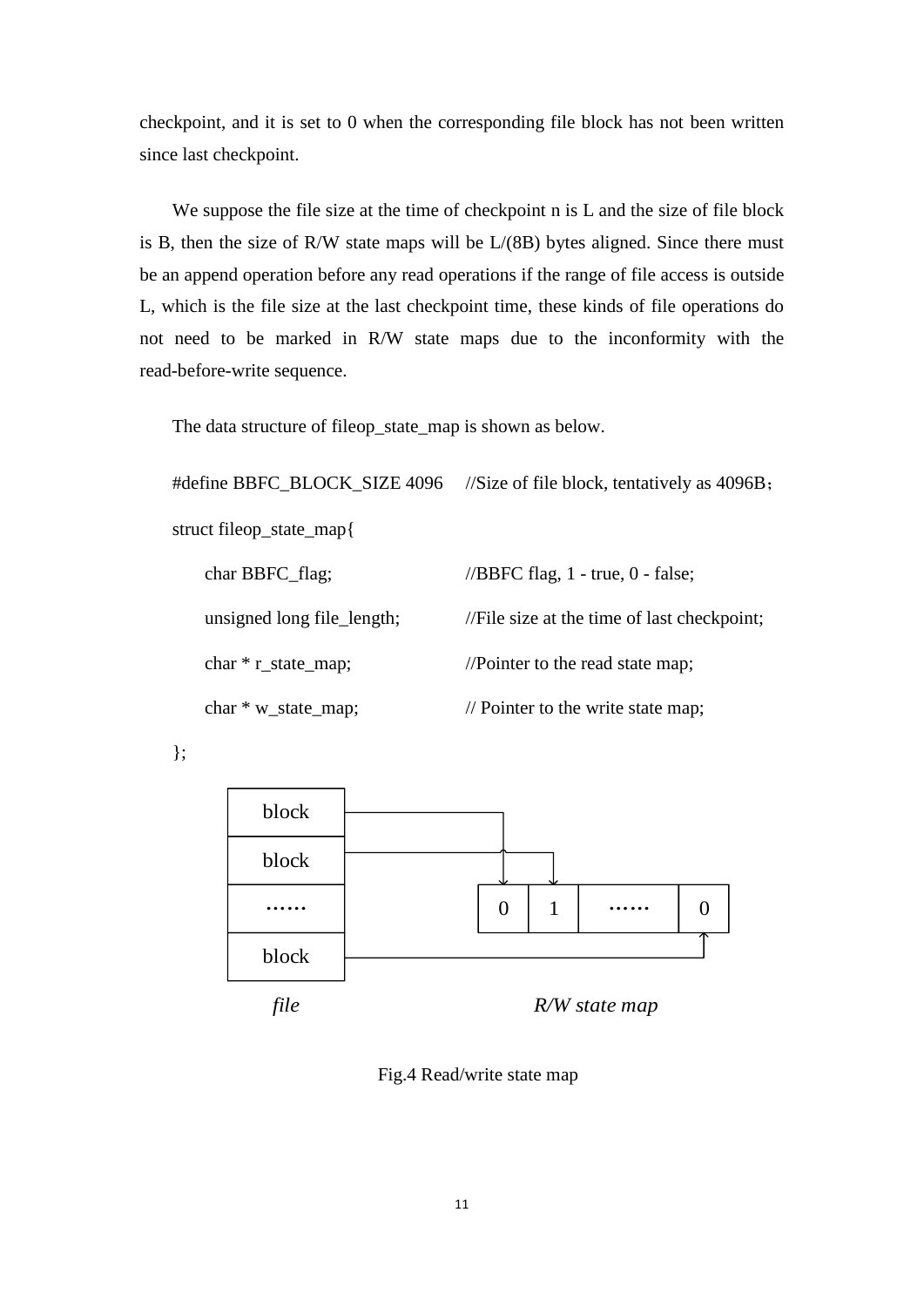checkpoint, and it is set to 0 when the corresponding file block has not been written since last checkpoint.

We suppose the file size at the time of checkpoint n is L and the size of file block is B, then the size of R/W state maps will be L/(8B) bytes aligned. Since there must be an append operation before any read operations if the range of file access is outside L, which is the file size at the last checkpoint time, these kinds of file operations do not need to be marked in R/W state maps due to the inconformity with the read-before-write sequence.

The data structure of fileop_state_map is shown as below.

```
#define BBFC_BLOCK_SIZE 4096     //Size of file block, tentatively as 4096B;
struct fileop_state_map{
    char BBFC_flag;              //BBFC flag, 1 - true, 0 - false;
    unsigned long file_length;   //File size at the time of last checkpoint;
    char * r_state_map;          //Pointer to the read state map;
    char * w_state_map;          // Pointer to the write state map;
};
```

Fig.4 Read/write state map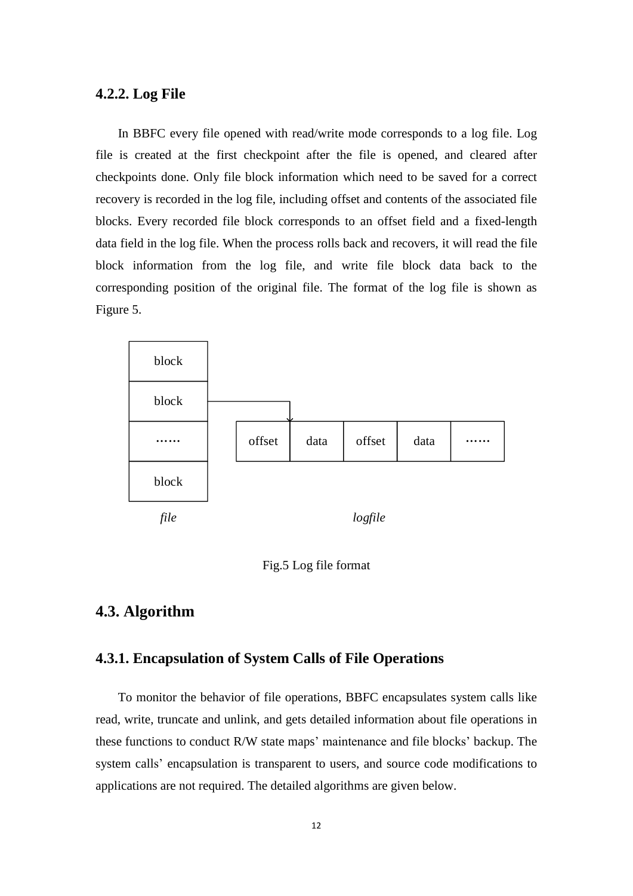### 4.2.2. Log File

In BBFC every file opened with read/write mode corresponds to a log file. Log file is created at the first checkpoint after the file is opened, and cleared after checkpoints done. Only file block information which need to be saved for a correct recovery is recorded in the log file, including offset and contents of the associated file blocks. Every recorded file block corresponds to an offset field and a fixed-length data field in the log file. When the process rolls back and recovers, it will read the file block information from the log file, and write file block data back to the corresponding position of the original file. The format of the log file is shown as Figure 5.

| block |
| --- |
| block |
| …… |
| block |

*file*

| offset | data | offset | data | …… |
| --- | --- | --- | --- | --- |

*logfile*

Fig.5 Log file format

## 4.3. Algorithm

### 4.3.1. Encapsulation of System Calls of File Operations

To monitor the behavior of file operations, BBFC encapsulates system calls like read, write, truncate and unlink, and gets detailed information about file operations in these functions to conduct R/W state maps' maintenance and file blocks' backup. The system calls' encapsulation is transparent to users, and source code modifications to applications are not required. The detailed algorithms are given below.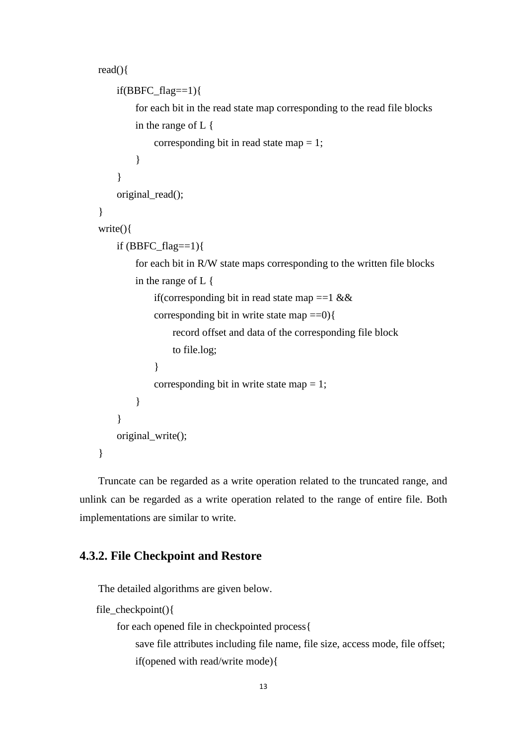```
read(){
    if(BBFC_flag==1){
        for each bit in the read state map corresponding to the read file blocks
        in the range of L {
            corresponding bit in read state map = 1;
        }
    }
    original_read();
}
write(){
    if (BBFC_flag==1){
        for each bit in R/W state maps corresponding to the written file blocks
        in the range of L {
            if(corresponding bit in read state map ==1 &&
            corresponding bit in write state map ==0){
                record offset and data of the corresponding file block
                to file.log;
            }
            corresponding bit in write state map = 1;
        }
    }
    original_write();
}
```

Truncate can be regarded as a write operation related to the truncated range, and unlink can be regarded as a write operation related to the range of entire file. Both implementations are similar to write.

### 4.3.2. File Checkpoint and Restore

The detailed algorithms are given below.

```
file_checkpoint(){
    for each opened file in checkpointed process{
        save file attributes including file name, file size, access mode, file offset;
        if(opened with read/write mode){
```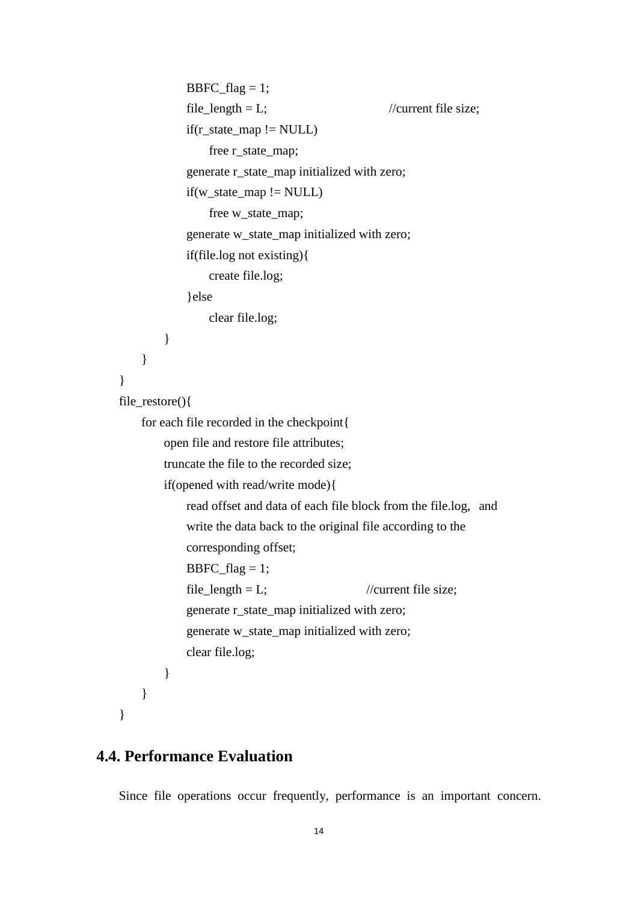```
                BBFC_flag = 1;
                file_length = L;                    //current file size;
                if(r_state_map != NULL)
                    free r_state_map;
                generate r_state_map initialized with zero;
                if(w_state_map != NULL)
                    free w_state_map;
                generate w_state_map initialized with zero;
                if(file.log not existing){
                    create file.log;
                }else
                    clear file.log;
            }
        }
    }
    file_restore(){
        for each file recorded in the checkpoint{
            open file and restore file attributes;
            truncate the file to the recorded size;
            if(opened with read/write mode){
                read offset and data of each file block from the file.log,  and
                write the data back to the original file according to the
                corresponding offset;
                BBFC_flag = 1;
                file_length = L;                //current file size;
                generate r_state_map initialized with zero;
                generate w_state_map initialized with zero;
                clear file.log;
            }
        }
    }
```

## 4.4. Performance Evaluation

Since file operations occur frequently, performance is an important concern.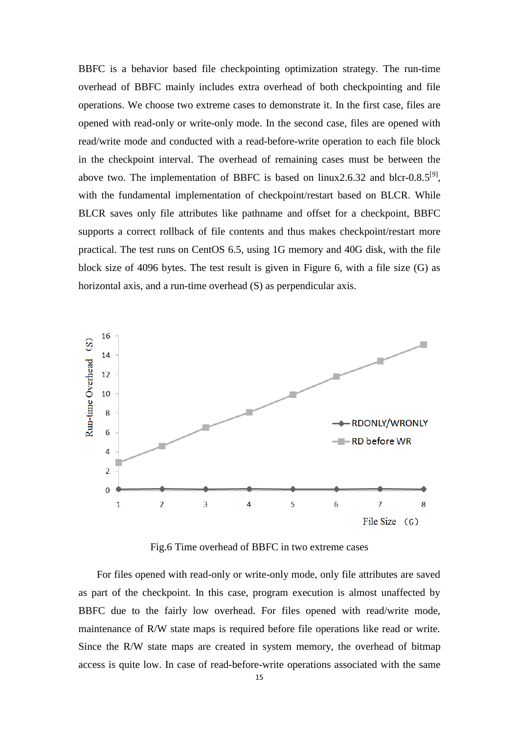BBFC is a behavior based file checkpointing optimization strategy. The run-time overhead of BBFC mainly includes extra overhead of both checkpointing and file operations. We choose two extreme cases to demonstrate it. In the first case, files are opened with read-only or write-only mode. In the second case, files are opened with read/write mode and conducted with a read-before-write operation to each file block in the checkpoint interval. The overhead of remaining cases must be between the above two. The implementation of BBFC is based on linux2.6.32 and blcr-0.8.5[9], with the fundamental implementation of checkpoint/restart based on BLCR. While BLCR saves only file attributes like pathname and offset for a checkpoint, BBFC supports a correct rollback of file contents and thus makes checkpoint/restart more practical. The test runs on CentOS 6.5, using 1G memory and 40G disk, with the file block size of 4096 bytes. The test result is given in Figure 6, with a file size (G) as horizontal axis, and a run-time overhead (S) as perpendicular axis.

Fig.6 Time overhead of BBFC in two extreme cases

For files opened with read-only or write-only mode, only file attributes are saved as part of the checkpoint. In this case, program execution is almost unaffected by BBFC due to the fairly low overhead. For files opened with read/write mode, maintenance of R/W state maps is required before file operations like read or write. Since the R/W state maps are created in system memory, the overhead of bitmap access is quite low. In case of read-before-write operations associated with the same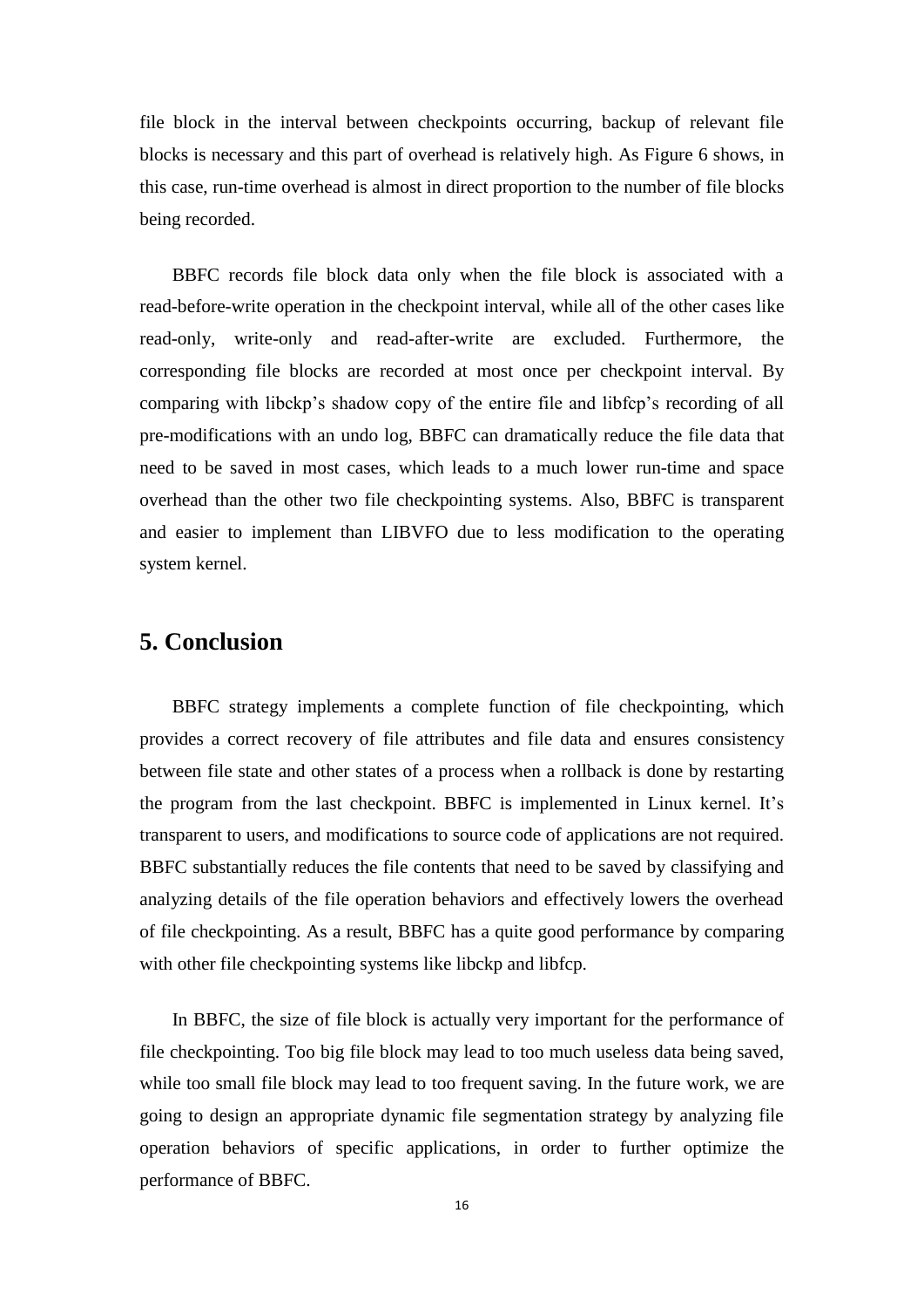file block in the interval between checkpoints occurring, backup of relevant file blocks is necessary and this part of overhead is relatively high. As Figure 6 shows, in this case, run-time overhead is almost in direct proportion to the number of file blocks being recorded.

BBFC records file block data only when the file block is associated with a read-before-write operation in the checkpoint interval, while all of the other cases like read-only, write-only and read-after-write are excluded. Furthermore, the corresponding file blocks are recorded at most once per checkpoint interval. By comparing with libckp's shadow copy of the entire file and libfcp's recording of all pre-modifications with an undo log, BBFC can dramatically reduce the file data that need to be saved in most cases, which leads to a much lower run-time and space overhead than the other two file checkpointing systems. Also, BBFC is transparent and easier to implement than LIBVFO due to less modification to the operating system kernel.

## 5. Conclusion

BBFC strategy implements a complete function of file checkpointing, which provides a correct recovery of file attributes and file data and ensures consistency between file state and other states of a process when a rollback is done by restarting the program from the last checkpoint. BBFC is implemented in Linux kernel. It's transparent to users, and modifications to source code of applications are not required. BBFC substantially reduces the file contents that need to be saved by classifying and analyzing details of the file operation behaviors and effectively lowers the overhead of file checkpointing. As a result, BBFC has a quite good performance by comparing with other file checkpointing systems like libckp and libfcp.

In BBFC, the size of file block is actually very important for the performance of file checkpointing. Too big file block may lead to too much useless data being saved, while too small file block may lead to too frequent saving. In the future work, we are going to design an appropriate dynamic file segmentation strategy by analyzing file operation behaviors of specific applications, in order to further optimize the performance of BBFC.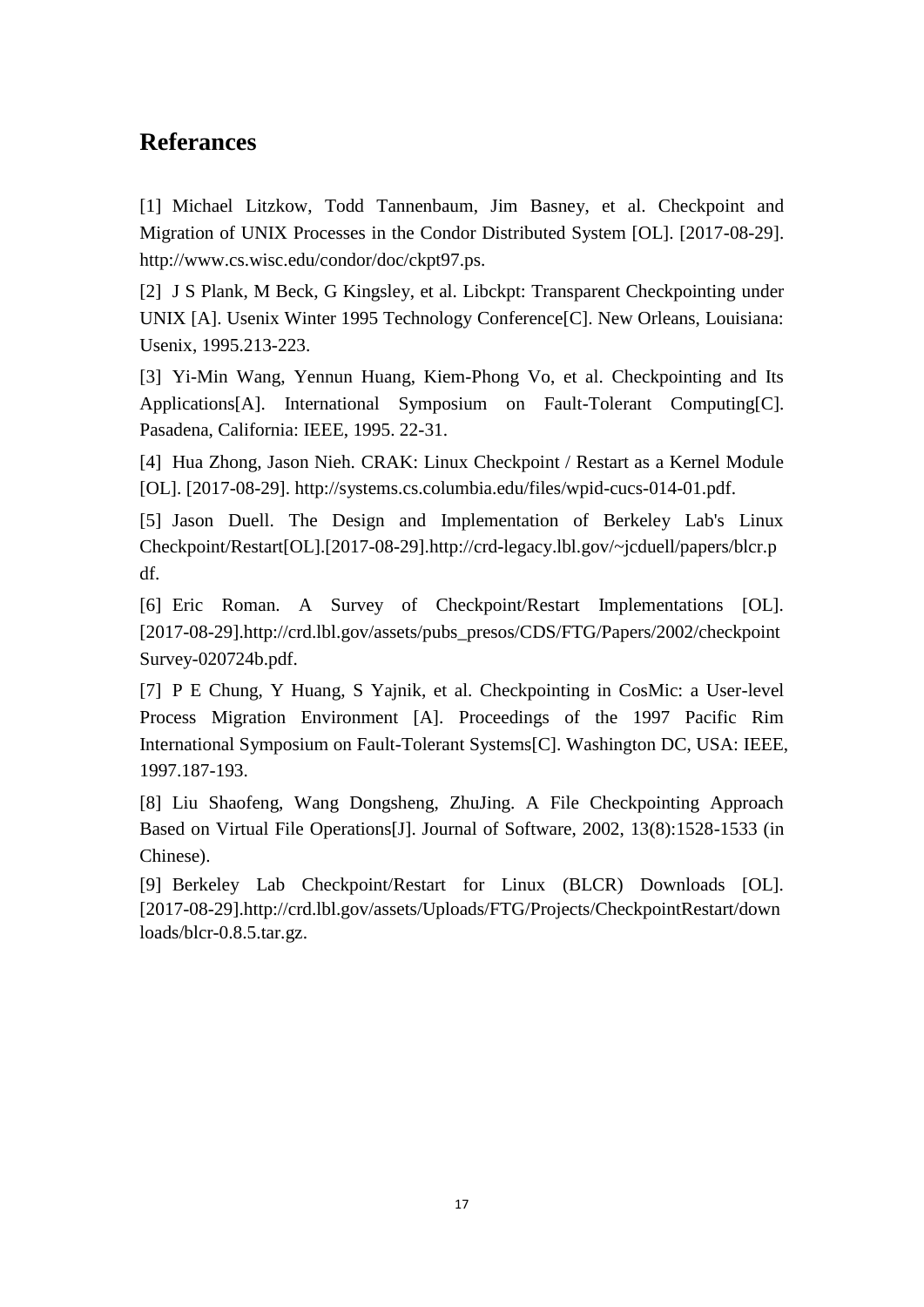## Referances

[1] Michael Litzkow, Todd Tannenbaum, Jim Basney, et al. Checkpoint and Migration of UNIX Processes in the Condor Distributed System [OL]. [2017-08-29]. http://www.cs.wisc.edu/condor/doc/ckpt97.ps.

[2] J S Plank, M Beck, G Kingsley, et al. Libckpt: Transparent Checkpointing under UNIX [A]. Usenix Winter 1995 Technology Conference[C]. New Orleans, Louisiana: Usenix, 1995.213-223.

[3] Yi-Min Wang, Yennun Huang, Kiem-Phong Vo, et al. Checkpointing and Its Applications[A]. International Symposium on Fault-Tolerant Computing[C]. Pasadena, California: IEEE, 1995. 22-31.

[4] Hua Zhong, Jason Nieh. CRAK: Linux Checkpoint / Restart as a Kernel Module [OL]. [2017-08-29]. http://systems.cs.columbia.edu/files/wpid-cucs-014-01.pdf.

[5] Jason Duell. The Design and Implementation of Berkeley Lab's Linux Checkpoint/Restart[OL].[2017-08-29].http://crd-legacy.lbl.gov/~jcduell/papers/blcr.pdf.

[6] Eric Roman. A Survey of Checkpoint/Restart Implementations [OL]. [2017-08-29].http://crd.lbl.gov/assets/pubs_presos/CDS/FTG/Papers/2002/checkpointSurvey-020724b.pdf.

[7] P E Chung, Y Huang, S Yajnik, et al. Checkpointing in CosMic: a User-level Process Migration Environment [A]. Proceedings of the 1997 Pacific Rim International Symposium on Fault-Tolerant Systems[C]. Washington DC, USA: IEEE, 1997.187-193.

[8] Liu Shaofeng, Wang Dongsheng, ZhuJing. A File Checkpointing Approach Based on Virtual File Operations[J]. Journal of Software, 2002, 13(8):1528-1533 (in Chinese).

[9] Berkeley Lab Checkpoint/Restart for Linux (BLCR) Downloads [OL]. [2017-08-29].http://crd.lbl.gov/assets/Uploads/FTG/Projects/CheckpointRestart/downloads/blcr-0.8.5.tar.gz.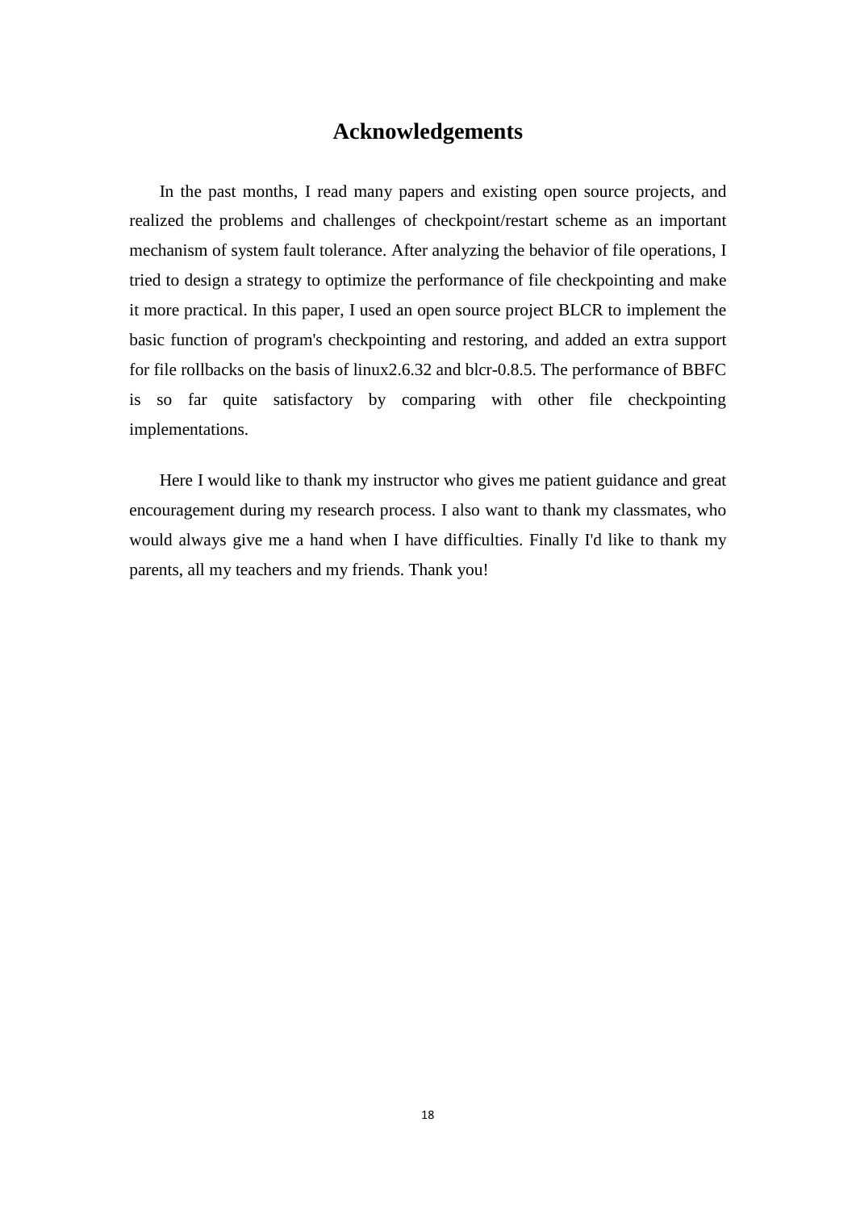# Acknowledgements

In the past months, I read many papers and existing open source projects, and realized the problems and challenges of checkpoint/restart scheme as an important mechanism of system fault tolerance. After analyzing the behavior of file operations, I tried to design a strategy to optimize the performance of file checkpointing and make it more practical. In this paper, I used an open source project BLCR to implement the basic function of program's checkpointing and restoring, and added an extra support for file rollbacks on the basis of linux2.6.32 and blcr-0.8.5. The performance of BBFC is so far quite satisfactory by comparing with other file checkpointing implementations.

Here I would like to thank my instructor who gives me patient guidance and great encouragement during my research process. I also want to thank my classmates, who would always give me a hand when I have difficulties. Finally I'd like to thank my parents, all my teachers and my friends. Thank you!